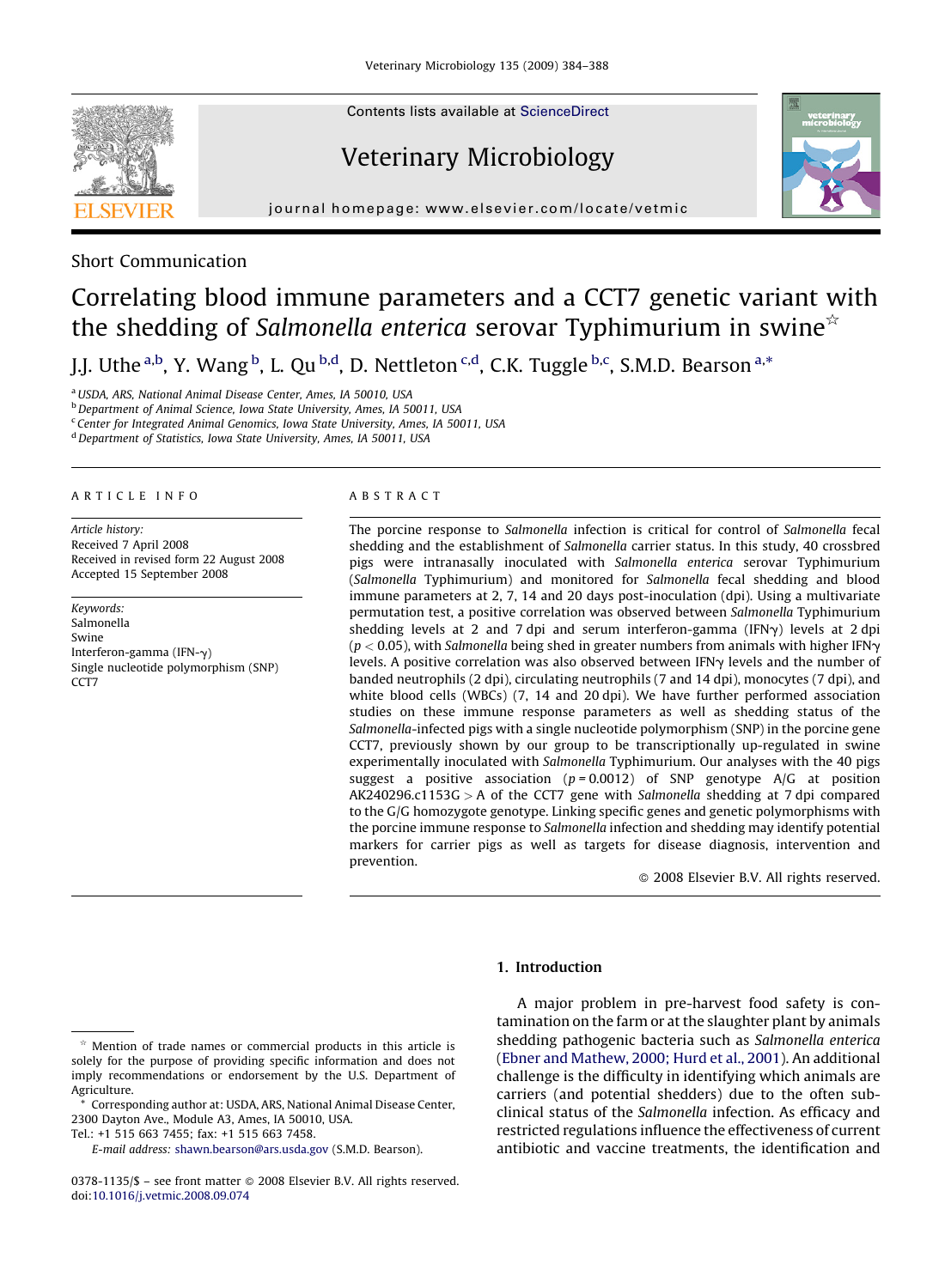Short Communication

# Correlating blood immune parameters and a CCT7 genetic variant with the shedding of *Salmonella enterica* serovar Typhimurium in swine☆

J.J. Uthe [a,b], Y. Wang [b], L. Qu [b,d], D. Nettleton [c,d], C.K. Tuggle [b,c], S.M.D. Bearson [a,*]

[a] USDA, ARS, National Animal Disease Center, Ames, IA 50010, USA
[b] Department of Animal Science, Iowa State University, Ames, IA 50011, USA
[c] Center for Integrated Animal Genomics, Iowa State University, Ames, IA 50011, USA
[d] Department of Statistics, Iowa State University, Ames, IA 50011, USA

## ARTICLE INFO

*Article history:*
Received 7 April 2008
Received in revised form 22 August 2008
Accepted 15 September 2008

*Keywords:*
Salmonella
Swine
Interferon-gamma (IFN-γ)
Single nucleotide polymorphism (SNP)
CCT7

## ABSTRACT

The porcine response to *Salmonella* infection is critical for control of *Salmonella* fecal shedding and the establishment of *Salmonella* carrier status. In this study, 40 crossbred pigs were intranasally inoculated with *Salmonella enterica* serovar Typhimurium (*Salmonella* Typhimurium) and monitored for *Salmonella* fecal shedding and blood immune parameters at 2, 7, 14 and 20 days post-inoculation (dpi). Using a multivariate permutation test, a positive correlation was observed between *Salmonella* Typhimurium shedding levels at 2 and 7 dpi and serum interferon-gamma (IFNγ) levels at 2 dpi ($p < 0.05$), with *Salmonella* being shed in greater numbers from animals with higher IFNγ levels. A positive correlation was also observed between IFNγ levels and the number of banded neutrophils (2 dpi), circulating neutrophils (7 and 14 dpi), monocytes (7 dpi), and white blood cells (WBCs) (7, 14 and 20 dpi). We have further performed association studies on these immune response parameters as well as shedding status of the *Salmonella*-infected pigs with a single nucleotide polymorphism (SNP) in the porcine gene CCT7, previously shown by our group to be transcriptionally up-regulated in swine experimentally inoculated with *Salmonella* Typhimurium. Our analyses with the 40 pigs suggest a positive association ($p = 0.0012$) of SNP genotype A/G at position AK240296.c1153G > A of the CCT7 gene with *Salmonella* shedding at 7 dpi compared to the G/G homozygote genotype. Linking specific genes and genetic polymorphisms with the porcine immune response to *Salmonella* infection and shedding may identify potential markers for carrier pigs as well as targets for disease diagnosis, intervention and prevention.

© 2008 Elsevier B.V. All rights reserved.

## 1. Introduction

A major problem in pre-harvest food safety is contamination on the farm or at the slaughter plant by animals shedding pathogenic bacteria such as *Salmonella enterica* (Ebner and Mathew, 2000; Hurd et al., 2001). An additional challenge is the difficulty in identifying which animals are carriers (and potential shedders) due to the often subclinical status of the *Salmonella* infection. As efficacy and restricted regulations influence the effectiveness of current antibiotic and vaccine treatments, the identification and

☆ Mention of trade names or commercial products in this article is solely for the purpose of providing specific information and does not imply recommendations or endorsement by the U.S. Department of Agriculture.

* Corresponding author at: USDA, ARS, National Animal Disease Center, 2300 Dayton Ave., Module A3, Ames, IA 50010, USA. Tel.: +1 515 663 7455; fax: +1 515 663 7458.
E-mail address: shawn.bearson@ars.usda.gov (S.M.D. Bearson).

0378-1135/$ – see front matter © 2008 Elsevier B.V. All rights reserved.
doi:10.1016/j.vetmic.2008.09.074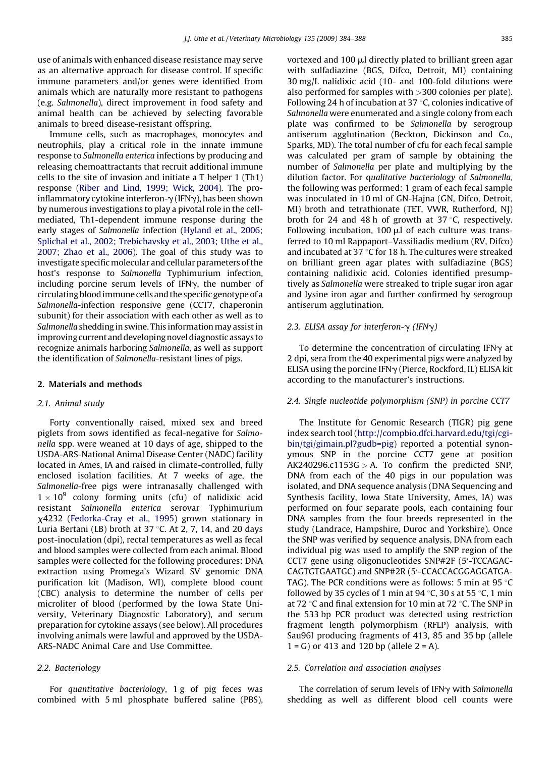use of animals with enhanced disease resistance may serve as an alternative approach for disease control. If specific immune parameters and/or genes were identified from animals which are naturally more resistant to pathogens (e.g. *Salmonella*), direct improvement in food safety and animal health can be achieved by selecting favorable animals to breed disease-resistant offspring.

Immune cells, such as macrophages, monocytes and neutrophils, play a critical role in the innate immune response to *Salmonella enterica* infections by producing and releasing chemoattractants that recruit additional immune cells to the site of invasion and initiate a T helper 1 (Th1) response (Riber and Lind, 1999; Wick, 2004). The pro-inflammatory cytokine interferon-γ (IFNγ), has been shown by numerous investigations to play a pivotal role in the cell-mediated, Th1-dependent immune response during the early stages of *Salmonella* infection (Hyland et al., 2006; Splichal et al., 2002; Trebichavsky et al., 2003; Uthe et al., 2007; Zhao et al., 2006). The goal of this study was to investigate specific molecular and cellular parameters of the host's response to *Salmonella* Typhimurium infection, including porcine serum levels of IFNγ, the number of circulating blood immune cells and the specific genotype of a *Salmonella*-infection responsive gene (CCT7, chaperonin subunit) for their association with each other as well as to *Salmonella* shedding in swine. This information may assist in improving current and developing novel diagnostic assays to recognize animals harboring *Salmonella*, as well as support the identification of *Salmonella*-resistant lines of pigs.

## 2. Materials and methods

### 2.1. Animal study

Forty conventionally raised, mixed sex and breed piglets from sows identified as fecal-negative for *Salmonella* spp. were weaned at 10 days of age, shipped to the USDA-ARS-National Animal Disease Center (NADC) facility located in Ames, IA and raised in climate-controlled, fully enclosed isolation facilities. At 7 weeks of age, the *Salmonella*-free pigs were intranasally challenged with $1 \times 10^9$ colony forming units (cfu) of nalidixic acid resistant *Salmonella enterica* serovar Typhimurium χ4232 (Fedorka-Cray et al., 1995) grown stationary in Luria Bertani (LB) broth at 37 °C. At 2, 7, 14, and 20 days post-inoculation (dpi), rectal temperatures as well as fecal and blood samples were collected from each animal. Blood samples were collected for the following procedures: DNA extraction using Promega's Wizard SV genomic DNA purification kit (Madison, WI), complete blood count (CBC) analysis to determine the number of cells per microliter of blood (performed by the Iowa State University, Veterinary Diagnostic Laboratory), and serum preparation for cytokine assays (see below). All procedures involving animals were lawful and approved by the USDA-ARS-NADC Animal Care and Use Committee.

### 2.2. Bacteriology

For *quantitative bacteriology*, 1 g of pig feces was combined with 5 ml phosphate buffered saline (PBS), vortexed and 100 μl directly plated to brilliant green agar with sulfadiazine (BGS, Difco, Detroit, MI) containing 30 mg/L nalidixic acid (10- and 100-fold dilutions were also performed for samples with >300 colonies per plate). Following 24 h of incubation at 37 °C, colonies indicative of *Salmonella* were enumerated and a single colony from each plate was confirmed to be *Salmonella* by serogroup antiserum agglutination (Beckton, Dickinson and Co., Sparks, MD). The total number of cfu for each fecal sample was calculated per gram of sample by obtaining the number of *Salmonella* per plate and multiplying by the dilution factor. For q*ualitative bacteriology* of *Salmonella*, the following was performed: 1 gram of each fecal sample was inoculated in 10 ml of GN-Hajna (GN, Difco, Detroit, MI) broth and tetrathionate (TET, VWR, Rutherford, NJ) broth for 24 and 48 h of growth at 37 °C, respectively. Following incubation, 100 μl of each culture was transferred to 10 ml Rappaport–Vassiliadis medium (RV, Difco) and incubated at 37 °C for 18 h. The cultures were streaked on brilliant green agar plates with sulfadiazine (BGS) containing nalidixic acid. Colonies identified presumptively as *Salmonella* were streaked to triple sugar iron agar and lysine iron agar and further confirmed by serogroup antiserum agglutination.

### 2.3. ELISA assay for interferon-γ (IFNγ)

To determine the concentration of circulating IFNγ at 2 dpi, sera from the 40 experimental pigs were analyzed by ELISA using the porcine IFNγ (Pierce, Rockford, IL) ELISA kit according to the manufacturer's instructions.

### 2.4. Single nucleotide polymorphism (SNP) in porcine CCT7

The Institute for Genomic Research (TIGR) pig gene index search tool (http://compbio.dfci.harvard.edu/tgi/cgi-bin/tgi/gimain.pl?gudb=pig) reported a potential synonymous SNP in the porcine CCT7 gene at position AK240296.c1153G > A. To confirm the predicted SNP, DNA from each of the 40 pigs in our population was isolated, and DNA sequence analysis (DNA Sequencing and Synthesis facility, Iowa State University, Ames, IA) was performed on four separate pools, each containing four DNA samples from the four breeds represented in the study (Landrace, Hampshire, Duroc and Yorkshire). Once the SNP was verified by sequence analysis, DNA from each individual pig was used to amplify the SNP region of the CCT7 gene using oligonucleotides SNP#2F (5′-TCCAGACCAGTGTGAATGC) and SNP#2R (5′-CCACCACGGAGGATGATAG). The PCR conditions were as follows: 5 min at 95 °C followed by 35 cycles of 1 min at 94 °C, 30 s at 55 °C, 1 min at 72 °C and final extension for 10 min at 72 °C. The SNP in the 533 bp PCR product was detected using restriction fragment length polymorphism (RFLP) analysis, with Sau96I producing fragments of 413, 85 and 35 bp (allele 1 = G) or 413 and 120 bp (allele 2 = A).

### 2.5. Correlation and association analyses

The correlation of serum levels of IFNγ with *Salmonella* shedding as well as different blood cell counts were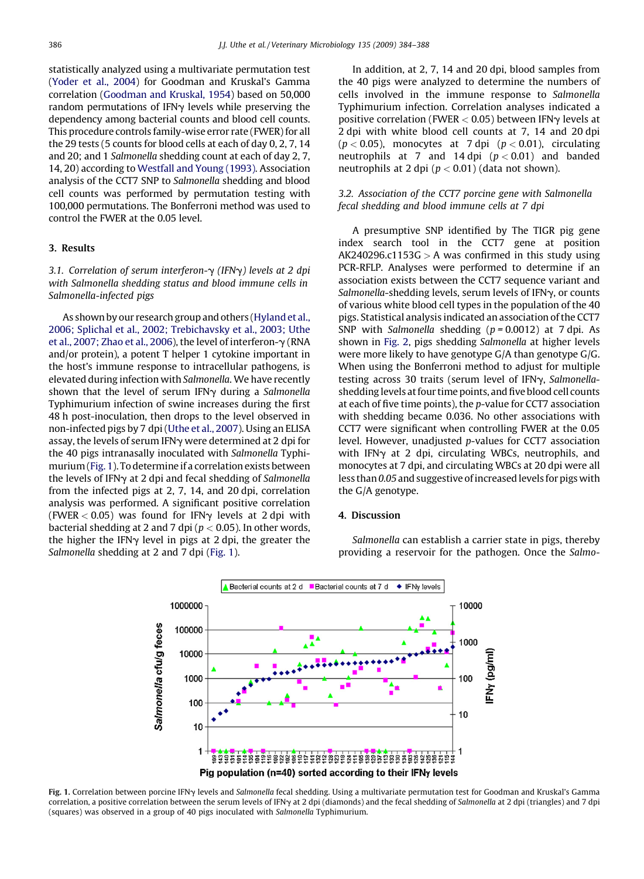statistically analyzed using a multivariate permutation test (Yoder et al., 2004) for Goodman and Kruskal's Gamma correlation (Goodman and Kruskal, 1954) based on 50,000 random permutations of IFNγ levels while preserving the dependency among bacterial counts and blood cell counts. This procedure controls family-wise error rate (FWER) for all the 29 tests (5 counts for blood cells at each of day 0, 2, 7, 14 and 20; and 1 *Salmonella* shedding count at each of day 2, 7, 14, 20) according to Westfall and Young (1993). Association analysis of the CCT7 SNP to *Salmonella* shedding and blood cell counts was performed by permutation testing with 100,000 permutations. The Bonferroni method was used to control the FWER at the 0.05 level.

## 3. Results

### 3.1. Correlation of serum interferon-γ (IFNγ) levels at 2 dpi with Salmonella shedding status and blood immune cells in Salmonella-infected pigs

As shown by our research group and others (Hyland et al., 2006; Splichal et al., 2002; Trebichavsky et al., 2003; Uthe et al., 2007; Zhao et al., 2006), the level of interferon-γ (RNA and/or protein), a potent T helper 1 cytokine important in the host's immune response to intracellular pathogens, is elevated during infection with *Salmonella*. We have recently shown that the level of serum IFNγ during a *Salmonella* Typhimurium infection of swine increases during the first 48 h post-inoculation, then drops to the level observed in non-infected pigs by 7 dpi (Uthe et al., 2007). Using an ELISA assay, the levels of serum IFNγ were determined at 2 dpi for the 40 pigs intranasally inoculated with *Salmonella* Typhimurium (Fig. 1). To determine if a correlation exists between the levels of IFNγ at 2 dpi and fecal shedding of *Salmonella* from the infected pigs at 2, 7, 14, and 20 dpi, correlation analysis was performed. A significant positive correlation (FWER < 0.05) was found for IFNγ levels at 2 dpi with bacterial shedding at 2 and 7 dpi ($p < 0.05$). In other words, the higher the IFNγ level in pigs at 2 dpi, the greater the *Salmonella* shedding at 2 and 7 dpi (Fig. 1).

In addition, at 2, 7, 14 and 20 dpi, blood samples from the 40 pigs were analyzed to determine the numbers of cells involved in the immune response to *Salmonella* Typhimurium infection. Correlation analyses indicated a positive correlation (FWER < 0.05) between IFNγ levels at 2 dpi with white blood cell counts at 7, 14 and 20 dpi ($p < 0.05$), monocytes at 7 dpi ($p < 0.01$), circulating neutrophils at 7 and 14 dpi ($p < 0.01$) and banded neutrophils at 2 dpi ($p < 0.01$) (data not shown).

### 3.2. Association of the CCT7 porcine gene with Salmonella fecal shedding and blood immune cells at 7 dpi

A presumptive SNP identified by The TIGR pig gene index search tool in the CCT7 gene at position AK240296.c1153G > A was confirmed in this study using PCR-RFLP. Analyses were performed to determine if an association exists between the CCT7 sequence variant and *Salmonella*-shedding levels, serum levels of IFNγ, or counts of various white blood cell types in the population of the 40 pigs. Statistical analysis indicated an association of the CCT7 SNP with *Salmonella* shedding ($p = 0.0012$) at 7 dpi. As shown in Fig. 2, pigs shedding *Salmonella* at higher levels were more likely to have genotype G/A than genotype G/G. When using the Bonferroni method to adjust for multiple testing across 30 traits (serum level of IFNγ, *Salmonella*-shedding levels at four time points, and five blood cell counts at each of five time points), the *p*-value for CCT7 association with shedding became 0.036. No other associations with CCT7 were significant when controlling FWER at the 0.05 level. However, unadjusted *p*-values for CCT7 association with IFNγ at 2 dpi, circulating WBCs, neutrophils, and monocytes at 7 dpi, and circulating WBCs at 20 dpi were all less than *0.05* and suggestive of increased levels for pigs with the G/A genotype.

## 4. Discussion

*Salmonella* can establish a carrier state in pigs, thereby providing a reservoir for the pathogen. Once the *Salmo-*

Fig. 1. Correlation between porcine IFNγ levels and *Salmonella* fecal shedding. Using a multivariate permutation test for Goodman and Kruskal's Gamma correlation, a positive correlation between the serum levels of IFNγ at 2 dpi (diamonds) and the fecal shedding of *Salmonella* at 2 dpi (triangles) and 7 dpi (squares) was observed in a group of 40 pigs inoculated with *Salmonella* Typhimurium.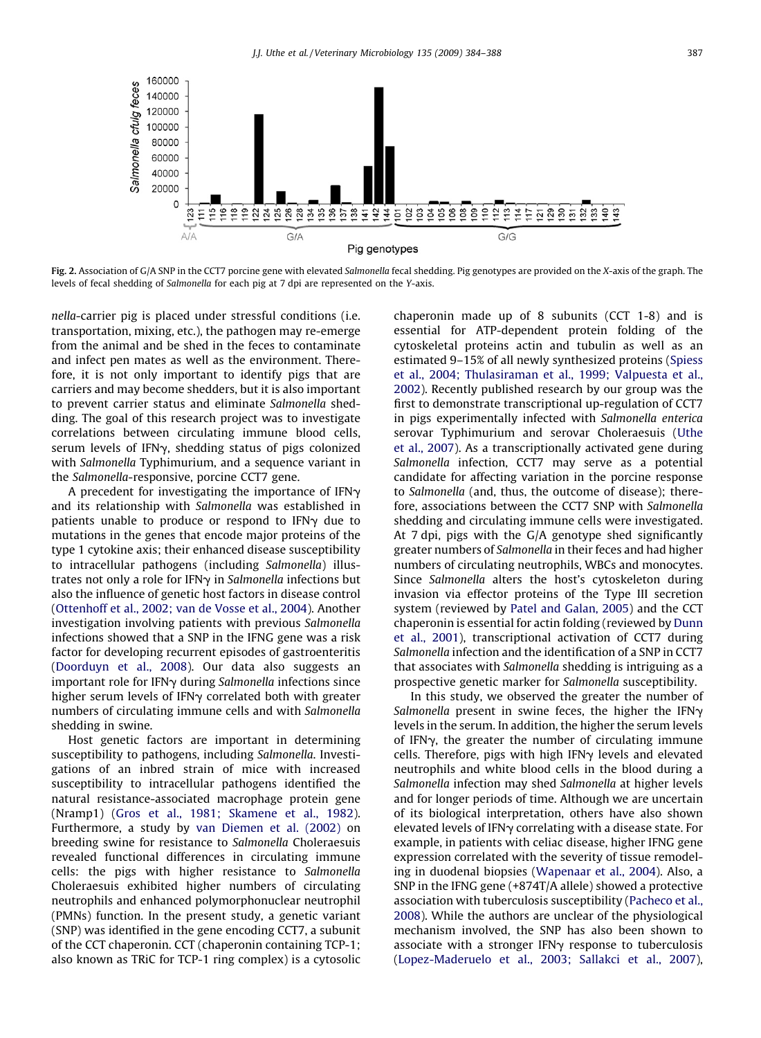**Fig. 2.** Association of G/A SNP in the CCT7 porcine gene with elevated *Salmonella* fecal shedding. Pig genotypes are provided on the *X*-axis of the graph. The levels of fecal shedding of *Salmonella* for each pig at 7 dpi are represented on the *Y*-axis.

*nella*-carrier pig is placed under stressful conditions (i.e. transportation, mixing, etc.), the pathogen may re-emerge from the animal and be shed in the feces to contaminate and infect pen mates as well as the environment. Therefore, it is not only important to identify pigs that are carriers and may become shedders, but it is also important to prevent carrier status and eliminate *Salmonella* shedding. The goal of this research project was to investigate correlations between circulating immune blood cells, serum levels of IFNγ, shedding status of pigs colonized with *Salmonella* Typhimurium, and a sequence variant in the *Salmonella*-responsive, porcine CCT7 gene.

A precedent for investigating the importance of IFNγ and its relationship with *Salmonella* was established in patients unable to produce or respond to IFNγ due to mutations in the genes that encode major proteins of the type 1 cytokine axis; their enhanced disease susceptibility to intracellular pathogens (including *Salmonella*) illustrates not only a role for IFNγ in *Salmonella* infections but also the influence of genetic host factors in disease control (Ottenhoff et al., 2002; van de Vosse et al., 2004). Another investigation involving patients with previous *Salmonella* infections showed that a SNP in the IFNG gene was a risk factor for developing recurrent episodes of gastroenteritis (Doorduyn et al., 2008). Our data also suggests an important role for IFNγ during *Salmonella* infections since higher serum levels of IFNγ correlated both with greater numbers of circulating immune cells and with *Salmonella* shedding in swine.

Host genetic factors are important in determining susceptibility to pathogens, including *Salmonella*. Investigations of an inbred strain of mice with increased susceptibility to intracellular pathogens identified the natural resistance-associated macrophage protein gene (Nramp1) (Gros et al., 1981; Skamene et al., 1982). Furthermore, a study by van Diemen et al. (2002) on breeding swine for resistance to *Salmonella* Choleraesuis revealed functional differences in circulating immune cells: the pigs with higher resistance to *Salmonella* Choleraesuis exhibited higher numbers of circulating neutrophils and enhanced polymorphonuclear neutrophil (PMNs) function. In the present study, a genetic variant (SNP) was identified in the gene encoding CCT7, a subunit of the CCT chaperonin. CCT (chaperonin containing TCP-1; also known as TRiC for TCP-1 ring complex) is a cytosolic chaperonin made up of 8 subunits (CCT 1-8) and is essential for ATP-dependent protein folding of the cytoskeletal proteins actin and tubulin as well as an estimated 9–15% of all newly synthesized proteins (Spiess et al., 2004; Thulasiraman et al., 1999; Valpuesta et al., 2002). Recently published research by our group was the first to demonstrate transcriptional up-regulation of CCT7 in pigs experimentally infected with *Salmonella enterica* serovar Typhimurium and serovar Choleraesuis (Uthe et al., 2007). As a transcriptionally activated gene during *Salmonella* infection, CCT7 may serve as a potential candidate for affecting variation in the porcine response to *Salmonella* (and, thus, the outcome of disease); therefore, associations between the CCT7 SNP with *Salmonella* shedding and circulating immune cells were investigated. At 7 dpi, pigs with the G/A genotype shed significantly greater numbers of *Salmonella* in their feces and had higher numbers of circulating neutrophils, WBCs and monocytes. Since *Salmonella* alters the host's cytoskeleton during invasion via effector proteins of the Type III secretion system (reviewed by Patel and Galan, 2005) and the CCT chaperonin is essential for actin folding (reviewed by Dunn et al., 2001), transcriptional activation of CCT7 during *Salmonella* infection and the identification of a SNP in CCT7 that associates with *Salmonella* shedding is intriguing as a prospective genetic marker for *Salmonella* susceptibility.

In this study, we observed the greater the number of *Salmonella* present in swine feces, the higher the IFNγ levels in the serum. In addition, the higher the serum levels of IFNγ, the greater the number of circulating immune cells. Therefore, pigs with high IFNγ levels and elevated neutrophils and white blood cells in the blood during a *Salmonella* infection may shed *Salmonella* at higher levels and for longer periods of time. Although we are uncertain of its biological interpretation, others have also shown elevated levels of IFNγ correlating with a disease state. For example, in patients with celiac disease, higher IFNG gene expression correlated with the severity of tissue remodeling in duodenal biopsies (Wapenaar et al., 2004). Also, a SNP in the IFNG gene (+874T/A allele) showed a protective association with tuberculosis susceptibility (Pacheco et al., 2008). While the authors are unclear of the physiological mechanism involved, the SNP has also been shown to associate with a stronger IFNγ response to tuberculosis (Lopez-Maderuelo et al., 2003; Sallakci et al., 2007),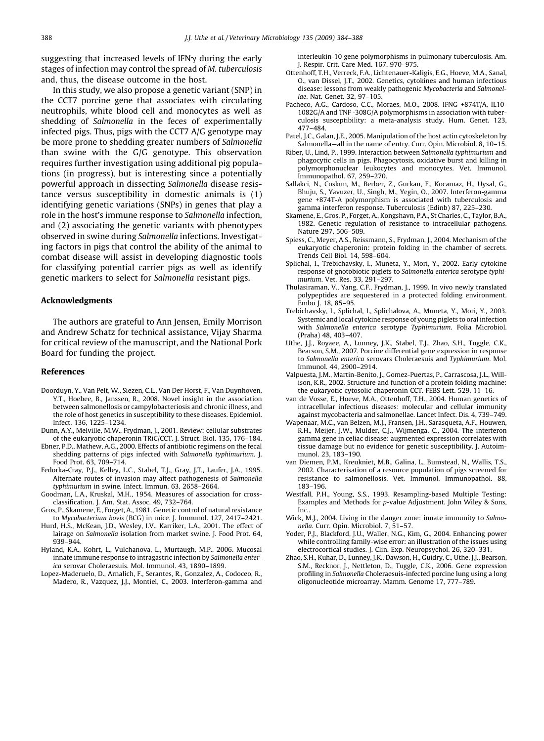suggesting that increased levels of IFNγ during the early stages of infection may control the spread of *M. tuberculosis* and, thus, the disease outcome in the host.

In this study, we also propose a genetic variant (SNP) in the CCT7 porcine gene that associates with circulating neutrophils, white blood cell and monocytes as well as shedding of *Salmonella* in the feces of experimentally infected pigs. Thus, pigs with the CCT7 A/G genotype may be more prone to shedding greater numbers of *Salmonella* than swine with the G/G genotype. This observation requires further investigation using additional pig populations (in progress), but is interesting since a potentially powerful approach in dissecting *Salmonella* disease resistance versus susceptibility in domestic animals is (1) identifying genetic variations (SNPs) in genes that play a role in the host's immune response to *Salmonella* infection, and (2) associating the genetic variants with phenotypes observed in swine during *Salmonella* infections. Investigating factors in pigs that control the ability of the animal to combat disease will assist in developing diagnostic tools for classifying potential carrier pigs as well as identify genetic markers to select for *Salmonella* resistant pigs.

## Acknowledgments

The authors are grateful to Ann Jensen, Emily Morrison and Andrew Schatz for technical assistance, Vijay Sharma for critical review of the manuscript, and the National Pork Board for funding the project.

## References

Doorduyn, Y., Van Pelt, W., Siezen, C.L., Van Der Horst, F., Van Duynhoven, Y.T., Hoebee, B., Janssen, R., 2008. Novel insight in the association between salmonellosis or campylobacteriosis and chronic illness, and the role of host genetics in susceptibility to these diseases. Epidemiol. Infect. 136, 1225–1234.

Dunn, A.Y., Melville, M.W., Frydman, J., 2001. Review: cellular substrates of the eukaryotic chaperonin TRiC/CCT. J. Struct. Biol. 135, 176–184.

Ebner, P.D., Mathew, A.G., 2000. Effects of antibiotic regimens on the fecal shedding patterns of pigs infected with *Salmonella typhimurium*. J. Food Prot. 63, 709–714.

Fedorka-Cray, P.J., Kelley, L.C., Stabel, T.J., Gray, J.T., Laufer, J.A., 1995. Alternate routes of invasion may affect pathogenesis of *Salmonella typhimurium* in swine. Infect. Immun. 63, 2658–2664.

Goodman, L.A., Kruskal, M.H., 1954. Measures of association for cross-classification. J. Am. Stat. Assoc. 49, 732–764.

Gros, P., Skamene, E., Forget, A., 1981. Genetic control of natural resistance to *Mycobacterium bovis* (BCG) in mice. J. Immunol. 127, 2417–2421.

Hurd, H.S., McKean, J.D., Wesley, I.V., Karriker, L.A., 2001. The effect of lairage on *Salmonella* isolation from market swine. J. Food Prot. 64, 939–944.

Hyland, K.A., Kohrt, L., Vulchanova, L., Murtaugh, M.P., 2006. Mucosal innate immune response to intragastric infection by *Salmonella enterica* serovar Choleraesuis. Mol. Immunol. 43, 1890–1899.

Lopez-Maderuelo, D., Arnalich, F., Serantes, R., Gonzalez, A., Codoceo, R., Madero, R., Vazquez, J.J., Montiel, C., 2003. Interferon-gamma and interleukin-10 gene polymorphisms in pulmonary tuberculosis. Am. J. Respir. Crit. Care Med. 167, 970–975.

Ottenhoff, T.H., Verreck, F.A., Lichtenauer-Kaligis, E.G., Hoeve, M.A., Sanal, O., van Dissel, J.T., 2002. Genetics, cytokines and human infectious disease: lessons from weakly pathogenic *Mycobacteria* and *Salmonellae*. Nat. Genet. 32, 97–105.

Pacheco, A.G., Cardoso, C.C., Moraes, M.O., 2008. IFNG +874T/A, IL10-1082G/A and TNF -308G/A polymorphisms in association with tuberculosis susceptibility: a meta-analysis study. Hum. Genet. 123, 477–484.

Patel, J.C., Galan, J.E., 2005. Manipulation of the host actin cytoskeleton by Salmonella—all in the name of entry. Curr. Opin. Microbiol. 8, 10–15.

Riber, U., Lind, P., 1999. Interaction between *Salmonella typhimurium* and phagocytic cells in pigs. Phagocytosis, oxidative burst and killing in polymorphonuclear leukocytes and monocytes. Vet. Immunol. Immunopathol. 67, 259–270.

Sallakci, N., Coskun, M., Berber, Z., Gurkan, F., Kocamaz, H., Uysal, G., Bhuju, S., Yavuzer, U., Singh, M., Yegin, O., 2007. Interferon-gamma gene +874T-A polymorphism is associated with tuberculosis and gamma interferon response. Tuberculosis (Edinb) 87, 225–230.

Skamene, E., Gros, P., Forget, A., Kongshavn, P.A., St Charles, C., Taylor, B.A., 1982. Genetic regulation of resistance to intracellular pathogens. Nature 297, 506–509.

Spiess, C., Meyer, A.S., Reissmann, S., Frydman, J., 2004. Mechanism of the eukaryotic chaperonin: protein folding in the chamber of secrets. Trends Cell Biol. 14, 598–604.

Splichal, I., Trebichavsky, I., Muneta, Y., Mori, Y., 2002. Early cytokine response of gnotobiotic piglets to *Salmonella enterica* serotype *typhimurium*. Vet. Res. 33, 291–297.

Thulasiraman, V., Yang, C.F., Frydman, J., 1999. In vivo newly translated polypeptides are sequestered in a protected folding environment. Embo J. 18, 85–95.

Trebichavsky, I., Splichal, I., Splichalova, A., Muneta, Y., Mori, Y., 2003. Systemic and local cytokine response of young piglets to oral infection with *Salmonella enterica* serotype *Typhimurium*. Folia Microbiol. (Praha) 48, 403–407.

Uthe, J.J., Royaee, A., Lunney, J.K., Stabel, T.J., Zhao, S.H., Tuggle, C.K., Bearson, S.M., 2007. Porcine differential gene expression in response to *Salmonella enterica* serovars Choleraesuis and *Typhimurium*. Mol. Immunol. 44, 2900–2914.

Valpuesta, J.M., Martin-Benito, J., Gomez-Puertas, P., Carrascosa, J.L., Willison, K.R., 2002. Structure and function of a protein folding machine: the eukaryotic cytosolic chaperonin CCT. FEBS Lett. 529, 11–16.

van de Vosse, E., Hoeve, M.A., Ottenhoff, T.H., 2004. Human genetics of intracellular infectious diseases: molecular and cellular immunity against mycobacteria and salmonellae. Lancet Infect. Dis. 4, 739–749.

Wapenaar, M.C., van Belzen, M.J., Fransen, J.H., Sarasqueta, A.F., Houwen, R.H., Meijer, J.W., Mulder, C.J., Wijmenga, C., 2004. The interferon gamma gene in celiac disease: augmented expression correlates with tissue damage but no evidence for genetic susceptibility. J. Autoimmunol. 23, 183–190.

van Diemen, P.M., Kreukniet, M.B., Galina, L., Bumstead, N., Wallis, T.S., 2002. Characterisation of a resource population of pigs screened for resistance to salmonellosis. Vet. Immunol. Immunopathol. 88, 183–196.

Westfall, P.H., Young, S.S., 1993. Resampling-based Multiple Testing: Examples and Methods for *p*-value Adjustment. John Wiley & Sons, Inc..

Wick, M.J., 2004. Living in the danger zone: innate immunity to *Salmonella*. Curr. Opin. Microbiol. 7, 51–57.

Yoder, P.J., Blackford, J.U., Waller, N.G., Kim, G., 2004. Enhancing power while controlling family-wise error: an illustration of the issues using electrocortical studies. J. Clin. Exp. Neuropsychol. 26, 320–331.

Zhao, S.H., Kuhar, D., Lunney, J.K., Dawson, H., Guidry, C., Uthe, J.J., Bearson, S.M., Recknor, J., Nettleton, D., Tuggle, C.K., 2006. Gene expression profiling in *Salmonella* Choleraesuis-infected porcine lung using a long oligonucleotide microarray. Mamm. Genome 17, 777–789.